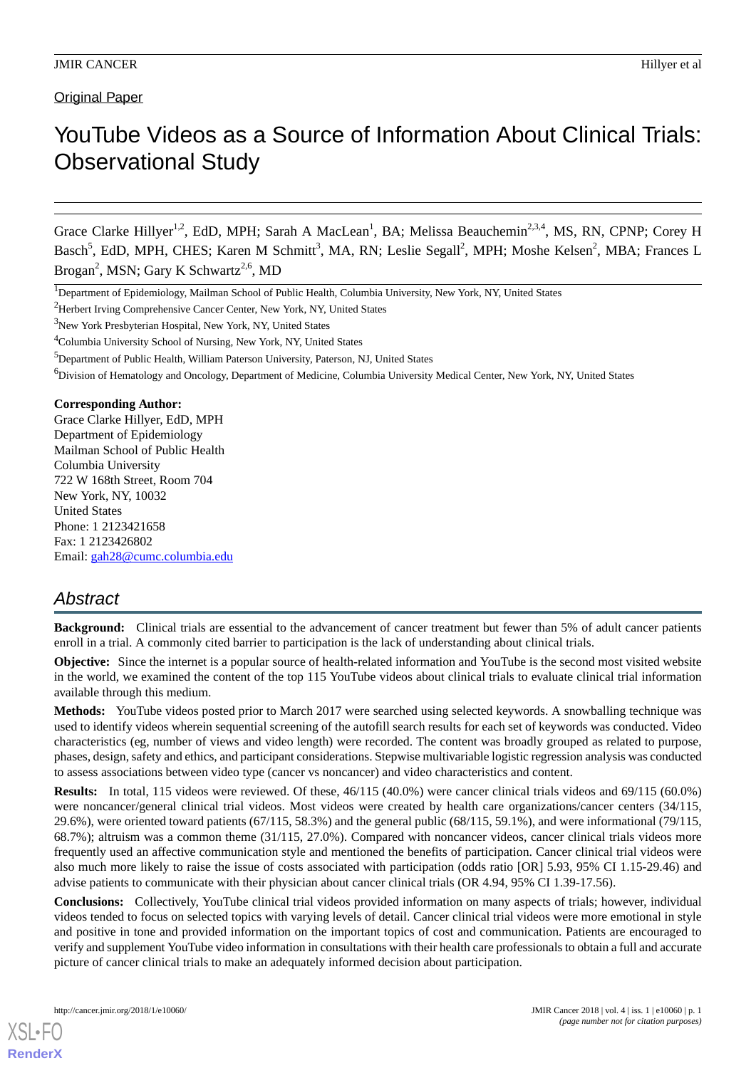Original Paper

# YouTube Videos as a Source of Information About Clinical Trials: Observational Study

Grace Clarke Hillyer[1,2], EdD, MPH; Sarah A MacLean[1], BA; Melissa Beauchemin[2,3,4], MS, RN, CPNP; Corey H Basch[5], EdD, MPH, CHES; Karen M Schmitt[3], MA, RN; Leslie Segall[2], MPH; Moshe Kelsen[2], MBA; Frances L Brogan[2], MSN; Gary K Schwartz[2,6], MD

[1]Department of Epidemiology, Mailman School of Public Health, Columbia University, New York, NY, United States

[2]Herbert Irving Comprehensive Cancer Center, New York, NY, United States

[3]New York Presbyterian Hospital, New York, NY, United States

[4]Columbia University School of Nursing, New York, NY, United States

[5]Department of Public Health, William Paterson University, Paterson, NJ, United States

[6]Division of Hematology and Oncology, Department of Medicine, Columbia University Medical Center, New York, NY, United States

**Corresponding Author:**
Grace Clarke Hillyer, EdD, MPH
Department of Epidemiology
Mailman School of Public Health
Columbia University
722 W 168th Street, Room 704
New York, NY, 10032
United States
Phone: 1 2123421658
Fax: 1 2123426802
Email: gah28@cumc.columbia.edu

## Abstract

**Background:** Clinical trials are essential to the advancement of cancer treatment but fewer than 5% of adult cancer patients enroll in a trial. A commonly cited barrier to participation is the lack of understanding about clinical trials.

**Objective:** Since the internet is a popular source of health-related information and YouTube is the second most visited website in the world, we examined the content of the top 115 YouTube videos about clinical trials to evaluate clinical trial information available through this medium.

**Methods:** YouTube videos posted prior to March 2017 were searched using selected keywords. A snowballing technique was used to identify videos wherein sequential screening of the autofill search results for each set of keywords was conducted. Video characteristics (eg, number of views and video length) were recorded. The content was broadly grouped as related to purpose, phases, design, safety and ethics, and participant considerations. Stepwise multivariable logistic regression analysis was conducted to assess associations between video type (cancer vs noncancer) and video characteristics and content.

**Results:** In total, 115 videos were reviewed. Of these, 46/115 (40.0%) were cancer clinical trials videos and 69/115 (60.0%) were noncancer/general clinical trial videos. Most videos were created by health care organizations/cancer centers (34/115, 29.6%), were oriented toward patients (67/115, 58.3%) and the general public (68/115, 59.1%), and were informational (79/115, 68.7%); altruism was a common theme (31/115, 27.0%). Compared with noncancer videos, cancer clinical trials videos more frequently used an affective communication style and mentioned the benefits of participation. Cancer clinical trial videos were also much more likely to raise the issue of costs associated with participation (odds ratio [OR] 5.93, 95% CI 1.15-29.46) and advise patients to communicate with their physician about cancer clinical trials (OR 4.94, 95% CI 1.39-17.56).

**Conclusions:** Collectively, YouTube clinical trial videos provided information on many aspects of trials; however, individual videos tended to focus on selected topics with varying levels of detail. Cancer clinical trial videos were more emotional in style and positive in tone and provided information on the important topics of cost and communication. Patients are encouraged to verify and supplement YouTube video information in consultations with their health care professionals to obtain a full and accurate picture of cancer clinical trials to make an adequately informed decision about participation.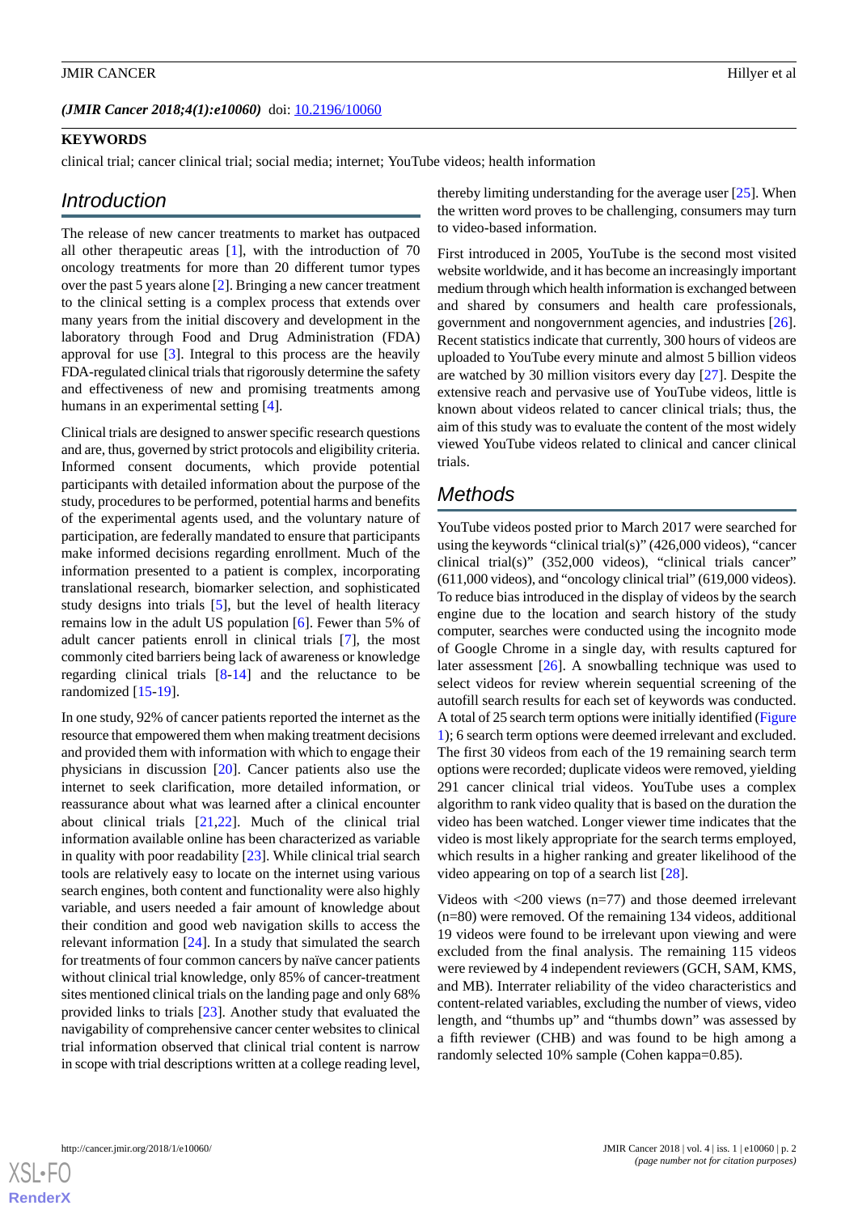(JMIR Cancer 2018;4(1):e10060) doi: 10.2196/10060

**KEYWORDS**

clinical trial; cancer clinical trial; social media; internet; YouTube videos; health information

## Introduction

The release of new cancer treatments to market has outpaced all other therapeutic areas [1], with the introduction of 70 oncology treatments for more than 20 different tumor types over the past 5 years alone [2]. Bringing a new cancer treatment to the clinical setting is a complex process that extends over many years from the initial discovery and development in the laboratory through Food and Drug Administration (FDA) approval for use [3]. Integral to this process are the heavily FDA-regulated clinical trials that rigorously determine the safety and effectiveness of new and promising treatments among humans in an experimental setting [4].

Clinical trials are designed to answer specific research questions and are, thus, governed by strict protocols and eligibility criteria. Informed consent documents, which provide potential participants with detailed information about the purpose of the study, procedures to be performed, potential harms and benefits of the experimental agents used, and the voluntary nature of participation, are federally mandated to ensure that participants make informed decisions regarding enrollment. Much of the information presented to a patient is complex, incorporating translational research, biomarker selection, and sophisticated study designs into trials [5], but the level of health literacy remains low in the adult US population [6]. Fewer than 5% of adult cancer patients enroll in clinical trials [7], the most commonly cited barriers being lack of awareness or knowledge regarding clinical trials [8-14] and the reluctance to be randomized [15-19].

In one study, 92% of cancer patients reported the internet as the resource that empowered them when making treatment decisions and provided them with information with which to engage their physicians in discussion [20]. Cancer patients also use the internet to seek clarification, more detailed information, or reassurance about what was learned after a clinical encounter about clinical trials [21,22]. Much of the clinical trial information available online has been characterized as variable in quality with poor readability [23]. While clinical trial search tools are relatively easy to locate on the internet using various search engines, both content and functionality were also highly variable, and users needed a fair amount of knowledge about their condition and good web navigation skills to access the relevant information [24]. In a study that simulated the search for treatments of four common cancers by naïve cancer patients without clinical trial knowledge, only 85% of cancer-treatment sites mentioned clinical trials on the landing page and only 68% provided links to trials [23]. Another study that evaluated the navigability of comprehensive cancer center websites to clinical trial information observed that clinical trial content is narrow in scope with trial descriptions written at a college reading level, thereby limiting understanding for the average user [25]. When the written word proves to be challenging, consumers may turn to video-based information.

First introduced in 2005, YouTube is the second most visited website worldwide, and it has become an increasingly important medium through which health information is exchanged between and shared by consumers and health care professionals, government and nongovernment agencies, and industries [26]. Recent statistics indicate that currently, 300 hours of videos are uploaded to YouTube every minute and almost 5 billion videos are watched by 30 million visitors every day [27]. Despite the extensive reach and pervasive use of YouTube videos, little is known about videos related to cancer clinical trials; thus, the aim of this study was to evaluate the content of the most widely viewed YouTube videos related to clinical and cancer clinical trials.

## Methods

YouTube videos posted prior to March 2017 were searched for using the keywords "clinical trial(s)" (426,000 videos), "cancer clinical trial(s)" (352,000 videos), "clinical trials cancer" (611,000 videos), and "oncology clinical trial" (619,000 videos). To reduce bias introduced in the display of videos by the search engine due to the location and search history of the study computer, searches were conducted using the incognito mode of Google Chrome in a single day, with results captured for later assessment [26]. A snowballing technique was used to select videos for review wherein sequential screening of the autofill search results for each set of keywords was conducted. A total of 25 search term options were initially identified (Figure 1); 6 search term options were deemed irrelevant and excluded. The first 30 videos from each of the 19 remaining search term options were recorded; duplicate videos were removed, yielding 291 cancer clinical trial videos. YouTube uses a complex algorithm to rank video quality that is based on the duration the video has been watched. Longer viewer time indicates that the video is most likely appropriate for the search terms employed, which results in a higher ranking and greater likelihood of the video appearing on top of a search list [28].

Videos with <200 views (n=77) and those deemed irrelevant (n=80) were removed. Of the remaining 134 videos, additional 19 videos were found to be irrelevant upon viewing and were excluded from the final analysis. The remaining 115 videos were reviewed by 4 independent reviewers (GCH, SAM, KMS, and MB). Interrater reliability of the video characteristics and content-related variables, excluding the number of views, video length, and "thumbs up" and "thumbs down" was assessed by a fifth reviewer (CHB) and was found to be high among a randomly selected 10% sample (Cohen kappa=0.85).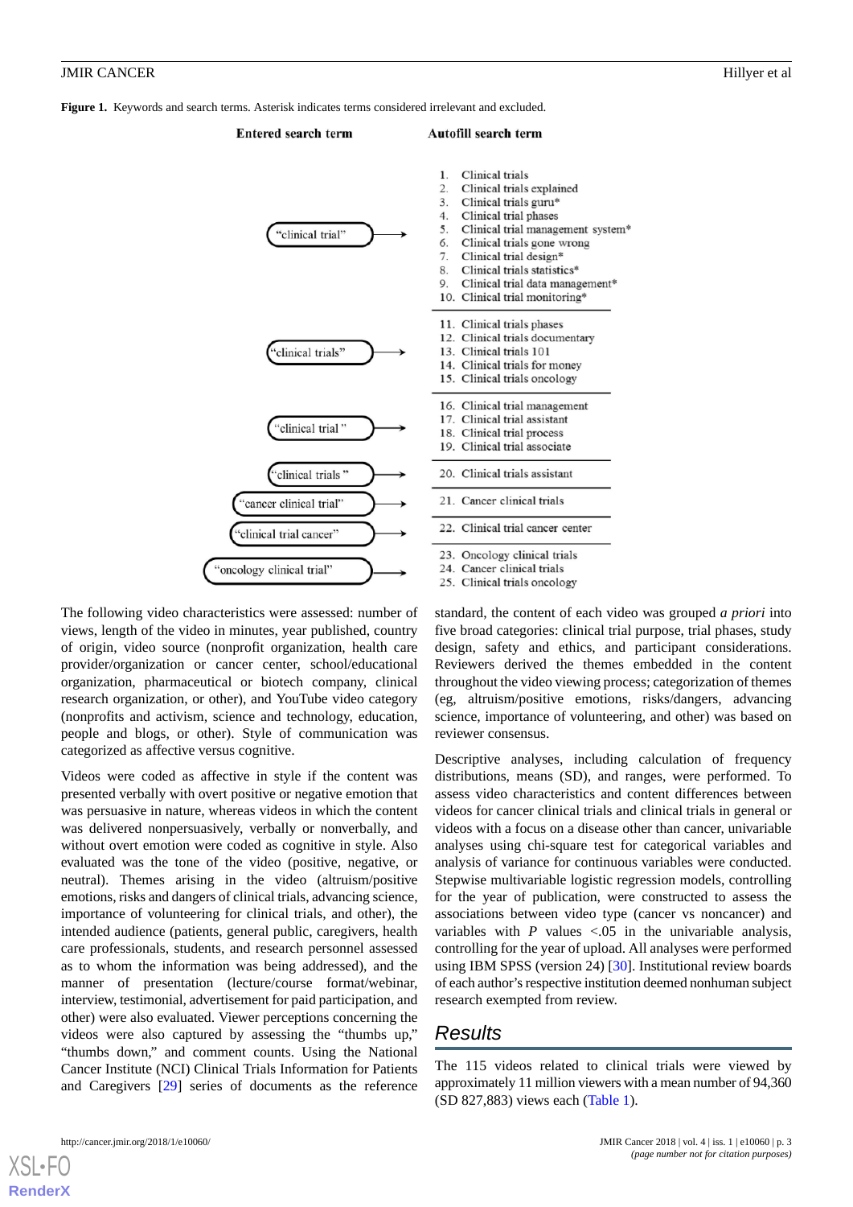**Figure 1.** Keywords and search terms. Asterisk indicates terms considered irrelevant and excluded.

| Entered search term | Autofill search term |
|---|---|
| "clinical trial" | 1. Clinical trials<br>2. Clinical trials explained<br>3. Clinical trials guru*<br>4. Clinical trial phases<br>5. Clinical trial management system*<br>6. Clinical trials gone wrong<br>7. Clinical trial design*<br>8. Clinical trials statistics*<br>9. Clinical trial data management*<br>10. Clinical trial monitoring* |
| "clinical trials" | 11. Clinical trials phases<br>12. Clinical trials documentary<br>13. Clinical trials 101<br>14. Clinical trials for money<br>15. Clinical trials oncology |
| "clinical trial " | 16. Clinical trial management<br>17. Clinical trial assistant<br>18. Clinical trial process<br>19. Clinical trial associate |
| "clinical trials " | 20. Clinical trials assistant |
| "cancer clinical trial" | 21. Cancer clinical trials |
| "clinical trial cancer" | 22. Clinical trial cancer center |
| "oncology clinical trial" | 23. Oncology clinical trials<br>24. Cancer clinical trials<br>25. Clinical trials oncology |

The following video characteristics were assessed: number of views, length of the video in minutes, year published, country of origin, video source (nonprofit organization, health care provider/organization or cancer center, school/educational organization, pharmaceutical or biotech company, clinical research organization, or other), and YouTube video category (nonprofits and activism, science and technology, education, people and blogs, or other). Style of communication was categorized as affective versus cognitive.

Videos were coded as affective in style if the content was presented verbally with overt positive or negative emotion that was persuasive in nature, whereas videos in which the content was delivered nonpersuasively, verbally or nonverbally, and without overt emotion were coded as cognitive in style. Also evaluated was the tone of the video (positive, negative, or neutral). Themes arising in the video (altruism/positive emotions, risks and dangers of clinical trials, advancing science, importance of volunteering for clinical trials, and other), the intended audience (patients, general public, caregivers, health care professionals, students, and research personnel assessed as to whom the information was being addressed), and the manner of presentation (lecture/course format/webinar, interview, testimonial, advertisement for paid participation, and other) were also evaluated. Viewer perceptions concerning the videos were also captured by assessing the "thumbs up," "thumbs down," and comment counts. Using the National Cancer Institute (NCI) Clinical Trials Information for Patients and Caregivers [29] series of documents as the reference standard, the content of each video was grouped *a priori* into five broad categories: clinical trial purpose, trial phases, study design, safety and ethics, and participant considerations. Reviewers derived the themes embedded in the content throughout the video viewing process; categorization of themes (eg, altruism/positive emotions, risks/dangers, advancing science, importance of volunteering, and other) was based on reviewer consensus.

Descriptive analyses, including calculation of frequency distributions, means (SD), and ranges, were performed. To assess video characteristics and content differences between videos for cancer clinical trials and clinical trials in general or videos with a focus on a disease other than cancer, univariable analyses using chi-square test for categorical variables and analysis of variance for continuous variables were conducted. Stepwise multivariable logistic regression models, controlling for the year of publication, were constructed to assess the associations between video type (cancer vs noncancer) and variables with $P$ values <.05 in the univariable analysis, controlling for the year of upload. All analyses were performed using IBM SPSS (version 24) [30]. Institutional review boards of each author's respective institution deemed nonhuman subject research exempted from review.

## Results

The 115 videos related to clinical trials were viewed by approximately 11 million viewers with a mean number of 94,360 (SD 827,883) views each (Table 1).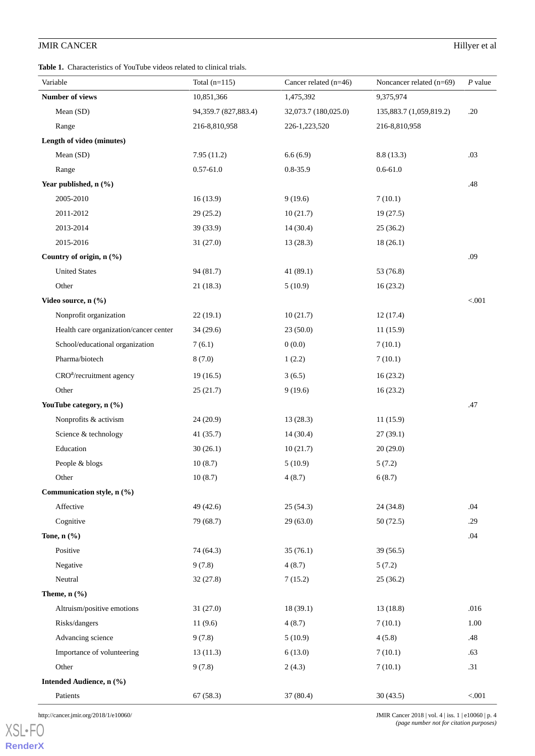**Table 1.** Characteristics of YouTube videos related to clinical trials.

| Variable | Total (n=115) | Cancer related (n=46) | Noncancer related (n=69) | *P* value |
|---|---|---|---|---|
| **Number of views** | 10,851,366 | 1,475,392 | 9,375,974 | |
| Mean (SD) | 94,359.7 (827,883.4) | 32,073.7 (180,025.0) | 135,883.7 (1,059,819.2) | .20 |
| Range | 216-8,810,958 | 226-1,223,520 | 216-8,810,958 | |
| **Length of video (minutes)** | | | | |
| Mean (SD) | 7.95 (11.2) | 6.6 (6.9) | 8.8 (13.3) | .03 |
| Range | 0.57-61.0 | 0.8-35.9 | 0.6-61.0 | |
| **Year published, n (%)** | | | | .48 |
| 2005-2010 | 16 (13.9) | 9 (19.6) | 7 (10.1) | |
| 2011-2012 | 29 (25.2) | 10 (21.7) | 19 (27.5) | |
| 2013-2014 | 39 (33.9) | 14 (30.4) | 25 (36.2) | |
| 2015-2016 | 31 (27.0) | 13 (28.3) | 18 (26.1) | |
| **Country of origin, n (%)** | | | | .09 |
| United States | 94 (81.7) | 41 (89.1) | 53 (76.8) | |
| Other | 21 (18.3) | 5 (10.9) | 16 (23.2) | |
| **Video source, n (%)** | | | | <.001 |
| Nonprofit organization | 22 (19.1) | 10 (21.7) | 12 (17.4) | |
| Health care organization/cancer center | 34 (29.6) | 23 (50.0) | 11 (15.9) | |
| School/educational organization | 7 (6.1) | 0 (0.0) | 7 (10.1) | |
| Pharma/biotech | 8 (7.0) | 1 (2.2) | 7 (10.1) | |
| CRO[a]/recruitment agency | 19 (16.5) | 3 (6.5) | 16 (23.2) | |
| Other | 25 (21.7) | 9 (19.6) | 16 (23.2) | |
| **YouTube category, n (%)** | | | | .47 |
| Nonprofits & activism | 24 (20.9) | 13 (28.3) | 11 (15.9) | |
| Science & technology | 41 (35.7) | 14 (30.4) | 27 (39.1) | |
| Education | 30 (26.1) | 10 (21.7) | 20 (29.0) | |
| People & blogs | 10 (8.7) | 5 (10.9) | 5 (7.2) | |
| Other | 10 (8.7) | 4 (8.7) | 6 (8.7) | |
| **Communication style, n (%)** | | | | |
| Affective | 49 (42.6) | 25 (54.3) | 24 (34.8) | .04 |
| Cognitive | 79 (68.7) | 29 (63.0) | 50 (72.5) | .29 |
| **Tone, n (%)** | | | | .04 |
| Positive | 74 (64.3) | 35 (76.1) | 39 (56.5) | |
| Negative | 9 (7.8) | 4 (8.7) | 5 (7.2) | |
| Neutral | 32 (27.8) | 7 (15.2) | 25 (36.2) | |
| **Theme, n (%)** | | | | |
| Altruism/positive emotions | 31 (27.0) | 18 (39.1) | 13 (18.8) | .016 |
| Risks/dangers | 11 (9.6) | 4 (8.7) | 7 (10.1) | 1.00 |
| Advancing science | 9 (7.8) | 5 (10.9) | 4 (5.8) | .48 |
| Importance of volunteering | 13 (11.3) | 6 (13.0) | 7 (10.1) | .63 |
| Other | 9 (7.8) | 2 (4.3) | 7 (10.1) | .31 |
| **Intended Audience, n (%)** | | | | |
| Patients | 67 (58.3) | 37 (80.4) | 30 (43.5) | <.001 |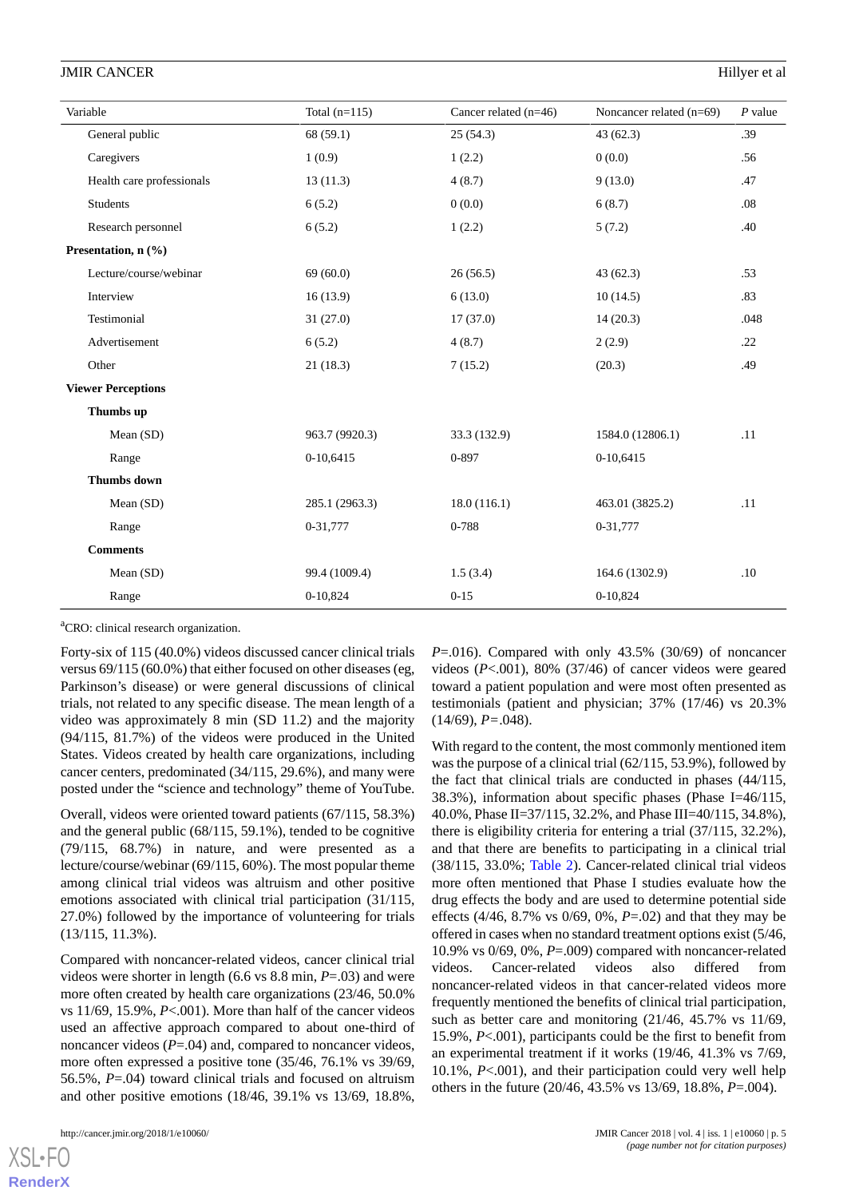| Variable | Total (n=115) | Cancer related (n=46) | Noncancer related (n=69) | *P* value |
|---|---|---|---|---|
| General public | 68 (59.1) | 25 (54.3) | 43 (62.3) | .39 |
| Caregivers | 1 (0.9) | 1 (2.2) | 0 (0.0) | .56 |
| Health care professionals | 13 (11.3) | 4 (8.7) | 9 (13.0) | .47 |
| Students | 6 (5.2) | 0 (0.0) | 6 (8.7) | .08 |
| Research personnel | 6 (5.2) | 1 (2.2) | 5 (7.2) | .40 |
| **Presentation, n (%)** | | | | |
| Lecture/course/webinar | 69 (60.0) | 26 (56.5) | 43 (62.3) | .53 |
| Interview | 16 (13.9) | 6 (13.0) | 10 (14.5) | .83 |
| Testimonial | 31 (27.0) | 17 (37.0) | 14 (20.3) | .048 |
| Advertisement | 6 (5.2) | 4 (8.7) | 2 (2.9) | .22 |
| Other | 21 (18.3) | 7 (15.2) | (20.3) | .49 |
| **Viewer Perceptions** | | | | |
| **Thumbs up** | | | | |
| Mean (SD) | 963.7 (9920.3) | 33.3 (132.9) | 1584.0 (12806.1) | .11 |
| Range | 0-10,6415 | 0-897 | 0-10,6415 | |
| **Thumbs down** | | | | |
| Mean (SD) | 285.1 (2963.3) | 18.0 (116.1) | 463.01 (3825.2) | .11 |
| Range | 0-31,777 | 0-788 | 0-31,777 | |
| **Comments** | | | | |
| Mean (SD) | 99.4 (1009.4) | 1.5 (3.4) | 164.6 (1302.9) | .10 |
| Range | 0-10,824 | 0-15 | 0-10,824 | |

[a]CRO: clinical research organization.

Forty-six of 115 (40.0%) videos discussed cancer clinical trials versus 69/115 (60.0%) that either focused on other diseases (eg, Parkinson's disease) or were general discussions of clinical trials, not related to any specific disease. The mean length of a video was approximately 8 min (SD 11.2) and the majority (94/115, 81.7%) of the videos were produced in the United States. Videos created by health care organizations, including cancer centers, predominated (34/115, 29.6%), and many were posted under the "science and technology" theme of YouTube.

Overall, videos were oriented toward patients (67/115, 58.3%) and the general public (68/115, 59.1%), tended to be cognitive (79/115, 68.7%) in nature, and were presented as a lecture/course/webinar (69/115, 60%). The most popular theme among clinical trial videos was altruism and other positive emotions associated with clinical trial participation (31/115, 27.0%) followed by the importance of volunteering for trials (13/115, 11.3%).

Compared with noncancer-related videos, cancer clinical trial videos were shorter in length (6.6 vs 8.8 min, *P*=.03) and were more often created by health care organizations (23/46, 50.0% vs 11/69, 15.9%, *P*<.001). More than half of the cancer videos used an affective approach compared to about one-third of noncancer videos (*P*=.04) and, compared to noncancer videos, more often expressed a positive tone (35/46, 76.1% vs 39/69, 56.5%, *P*=.04) toward clinical trials and focused on altruism and other positive emotions (18/46, 39.1% vs 13/69, 18.8%, *P*=.016). Compared with only 43.5% (30/69) of noncancer videos (*P*<.001), 80% (37/46) of cancer videos were geared toward a patient population and were most often presented as testimonials (patient and physician; 37% (17/46) vs 20.3% (14/69), *P*=.048).

With regard to the content, the most commonly mentioned item was the purpose of a clinical trial (62/115, 53.9%), followed by the fact that clinical trials are conducted in phases (44/115, 38.3%), information about specific phases (Phase I=46/115, 40.0%, Phase II=37/115, 32.2%, and Phase III=40/115, 34.8%), there is eligibility criteria for entering a trial (37/115, 32.2%), and that there are benefits to participating in a clinical trial (38/115, 33.0%; Table 2). Cancer-related clinical trial videos more often mentioned that Phase I studies evaluate how the drug effects the body and are used to determine potential side effects (4/46, 8.7% vs 0/69, 0%, *P*=.02) and that they may be offered in cases when no standard treatment options exist (5/46, 10.9% vs 0/69, 0%, *P*=.009) compared with noncancer-related videos. Cancer-related videos also differed from noncancer-related videos in that cancer-related videos more frequently mentioned the benefits of clinical trial participation, such as better care and monitoring (21/46, 45.7% vs 11/69, 15.9%, *P*<.001), participants could be the first to benefit from an experimental treatment if it works (19/46, 41.3% vs 7/69, 10.1%, *P*<.001), and their participation could very well help others in the future (20/46, 43.5% vs 13/69, 18.8%, *P*=.004).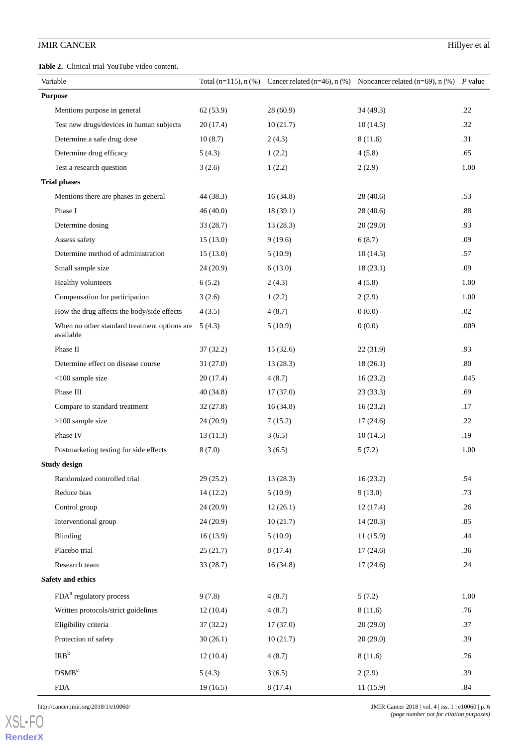**Table 2.** Clinical trial YouTube video content.

| Variable | Total (n=115), n (%) | Cancer related (n=46), n (%) | Noncancer related (n=69), n (%) | *P* value |
|---|---|---|---|---|
| **Purpose** | | | | |
| Mentions purpose in general | 62 (53.9) | 28 (60.9) | 34 (49.3) | .22 |
| Test new drugs/devices in human subjects | 20 (17.4) | 10 (21.7) | 10 (14.5) | .32 |
| Determine a safe drug dose | 10 (8.7) | 2 (4.3) | 8 (11.6) | .31 |
| Determine drug efficacy | 5 (4.3) | 1 (2.2) | 4 (5.8) | .65 |
| Test a research question | 3 (2.6) | 1 (2.2) | 2 (2.9) | 1.00 |
| **Trial phases** | | | | |
| Mentions there are phases in general | 44 (38.3) | 16 (34.8) | 28 (40.6) | .53 |
| Phase I | 46 (40.0) | 18 (39.1) | 28 (40.6) | .88 |
| Determine dosing | 33 (28.7) | 13 (28.3) | 20 (29.0) | .93 |
| Assess safety | 15 (13.0) | 9 (19.6) | 6 (8.7) | .09 |
| Determine method of administration | 15 (13.0) | 5 (10.9) | 10 (14.5) | .57 |
| Small sample size | 24 (20.9) | 6 (13.0) | 18 (23.1) | .09 |
| Healthy volunteers | 6 (5.2) | 2 (4.3) | 4 (5.8) | 1.00 |
| Compensation for participation | 3 (2.6) | 1 (2.2) | 2 (2.9) | 1.00 |
| How the drug affects the body/side effects | 4 (3.5) | 4 (8.7) | 0 (0.0) | .02 |
| When no other standard treatment options are available | 5 (4.3) | 5 (10.9) | 0 (0.0) | .009 |
| Phase II | 37 (32.2) | 15 (32.6) | 22 (31.9) | .93 |
| Determine effect on disease course | 31 (27.0) | 13 (28.3) | 18 (26.1) | .80 |
| <100 sample size | 20 (17.4) | 4 (8.7) | 16 (23.2) | .045 |
| Phase III | 40 (34.8) | 17 (37.0) | 23 (33.3) | .69 |
| Compare to standard treatment | 32 (27.8) | 16 (34.8) | 16 (23.2) | .17 |
| >100 sample size | 24 (20.9) | 7 (15.2) | 17 (24.6) | .22 |
| Phase IV | 13 (11.3) | 3 (6.5) | 10 (14.5) | .19 |
| Postmarketing testing for side effects | 8 (7.0) | 3 (6.5) | 5 (7.2) | 1.00 |
| **Study design** | | | | |
| Randomized controlled trial | 29 (25.2) | 13 (28.3) | 16 (23.2) | .54 |
| Reduce bias | 14 (12.2) | 5 (10.9) | 9 (13.0) | .73 |
| Control group | 24 (20.9) | 12 (26.1) | 12 (17.4) | .26 |
| Interventional group | 24 (20.9) | 10 (21.7) | 14 (20.3) | .85 |
| Blinding | 16 (13.9) | 5 (10.9) | 11 (15.9) | .44 |
| Placebo trial | 25 (21.7) | 8 (17.4) | 17 (24.6) | .36 |
| Research team | 33 (28.7) | 16 (34.8) | 17 (24.6) | .24 |
| **Safety and ethics** | | | | |
| FDA[a] regulatory process | 9 (7.8) | 4 (8.7) | 5 (7.2) | 1.00 |
| Written protocols/strict guidelines | 12 (10.4) | 4 (8.7) | 8 (11.6) | .76 |
| Eligibility criteria | 37 (32.2) | 17 (37.0) | 20 (29.0) | .37 |
| Protection of safety | 30 (26.1) | 10 (21.7) | 20 (29.0) | .39 |
| IRB[b] | 12 (10.4) | 4 (8.7) | 8 (11.6) | .76 |
| DSMB[c] | 5 (4.3) | 3 (6.5) | 2 (2.9) | .39 |
| FDA | 19 (16.5) | 8 (17.4) | 11 (15.9) | .84 |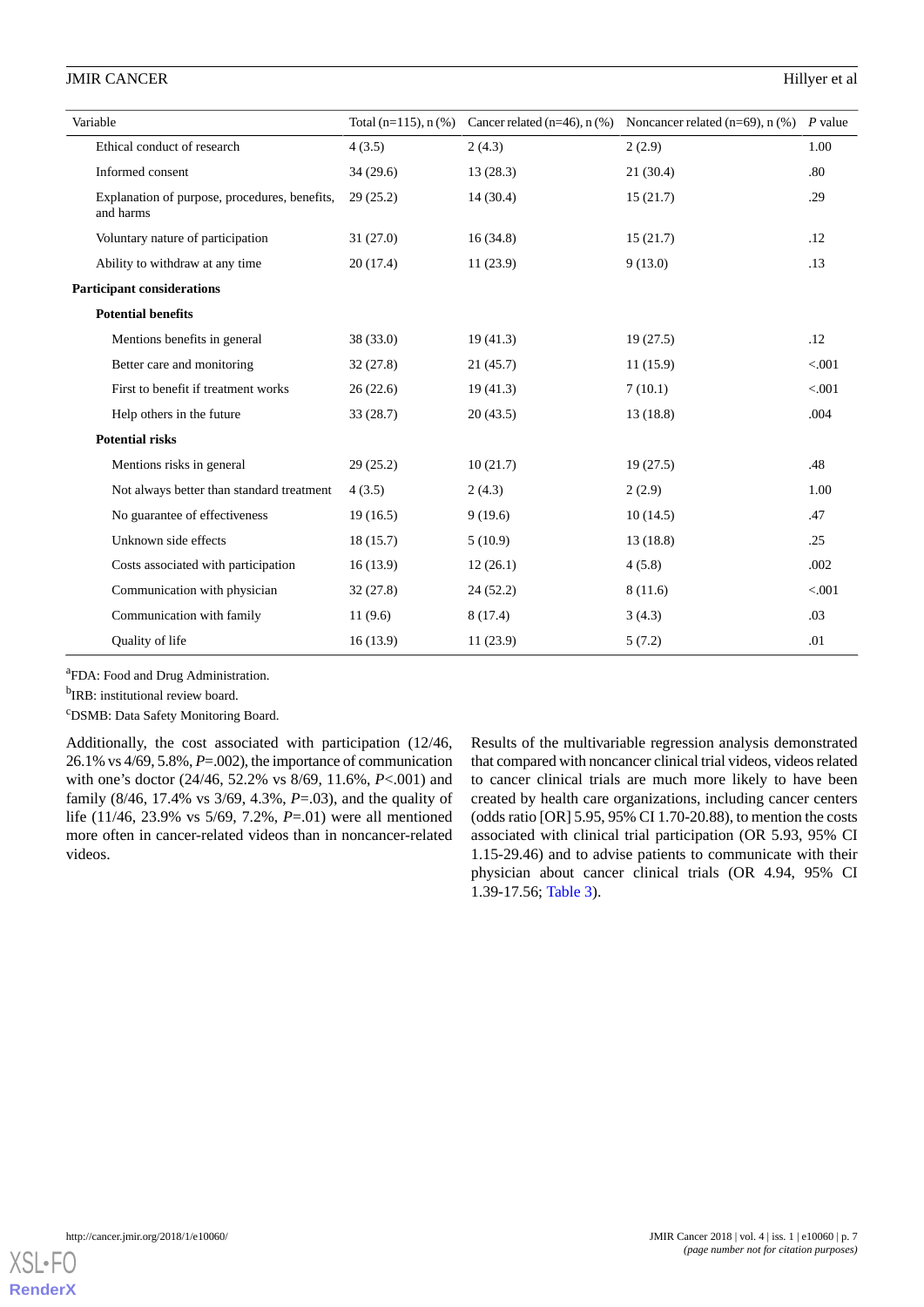| Variable | Total (n=115), n (%) | Cancer related (n=46), n (%) | Noncancer related (n=69), n (%) | *P* value |
|---|---|---|---|---|
| Ethical conduct of research | 4 (3.5) | 2 (4.3) | 2 (2.9) | 1.00 |
| Informed consent | 34 (29.6) | 13 (28.3) | 21 (30.4) | .80 |
| Explanation of purpose, procedures, benefits, and harms | 29 (25.2) | 14 (30.4) | 15 (21.7) | .29 |
| Voluntary nature of participation | 31 (27.0) | 16 (34.8) | 15 (21.7) | .12 |
| Ability to withdraw at any time | 20 (17.4) | 11 (23.9) | 9 (13.0) | .13 |
| **Participant considerations** | | | | |
| **Potential benefits** | | | | |
| Mentions benefits in general | 38 (33.0) | 19 (41.3) | 19 (27.5) | .12 |
| Better care and monitoring | 32 (27.8) | 21 (45.7) | 11 (15.9) | <.001 |
| First to benefit if treatment works | 26 (22.6) | 19 (41.3) | 7 (10.1) | <.001 |
| Help others in the future | 33 (28.7) | 20 (43.5) | 13 (18.8) | .004 |
| **Potential risks** | | | | |
| Mentions risks in general | 29 (25.2) | 10 (21.7) | 19 (27.5) | .48 |
| Not always better than standard treatment | 4 (3.5) | 2 (4.3) | 2 (2.9) | 1.00 |
| No guarantee of effectiveness | 19 (16.5) | 9 (19.6) | 10 (14.5) | .47 |
| Unknown side effects | 18 (15.7) | 5 (10.9) | 13 (18.8) | .25 |
| Costs associated with participation | 16 (13.9) | 12 (26.1) | 4 (5.8) | .002 |
| Communication with physician | 32 (27.8) | 24 (52.2) | 8 (11.6) | <.001 |
| Communication with family | 11 (9.6) | 8 (17.4) | 3 (4.3) | .03 |
| Quality of life | 16 (13.9) | 11 (23.9) | 5 (7.2) | .01 |

[a]FDA: Food and Drug Administration.

[b]IRB: institutional review board.

[c]DSMB: Data Safety Monitoring Board.

Additionally, the cost associated with participation (12/46, 26.1% vs 4/69, 5.8%, *P*=.002), the importance of communication with one's doctor (24/46, 52.2% vs 8/69, 11.6%, *P*<.001) and family (8/46, 17.4% vs 3/69, 4.3%, *P*=.03), and the quality of life (11/46, 23.9% vs 5/69, 7.2%, *P*=.01) were all mentioned more often in cancer-related videos than in noncancer-related videos.

Results of the multivariable regression analysis demonstrated that compared with noncancer clinical trial videos, videos related to cancer clinical trials are much more likely to have been created by health care organizations, including cancer centers (odds ratio [OR] 5.95, 95% CI 1.70-20.88), to mention the costs associated with clinical trial participation (OR 5.93, 95% CI 1.15-29.46) and to advise patients to communicate with their physician about cancer clinical trials (OR 4.94, 95% CI 1.39-17.56; Table 3).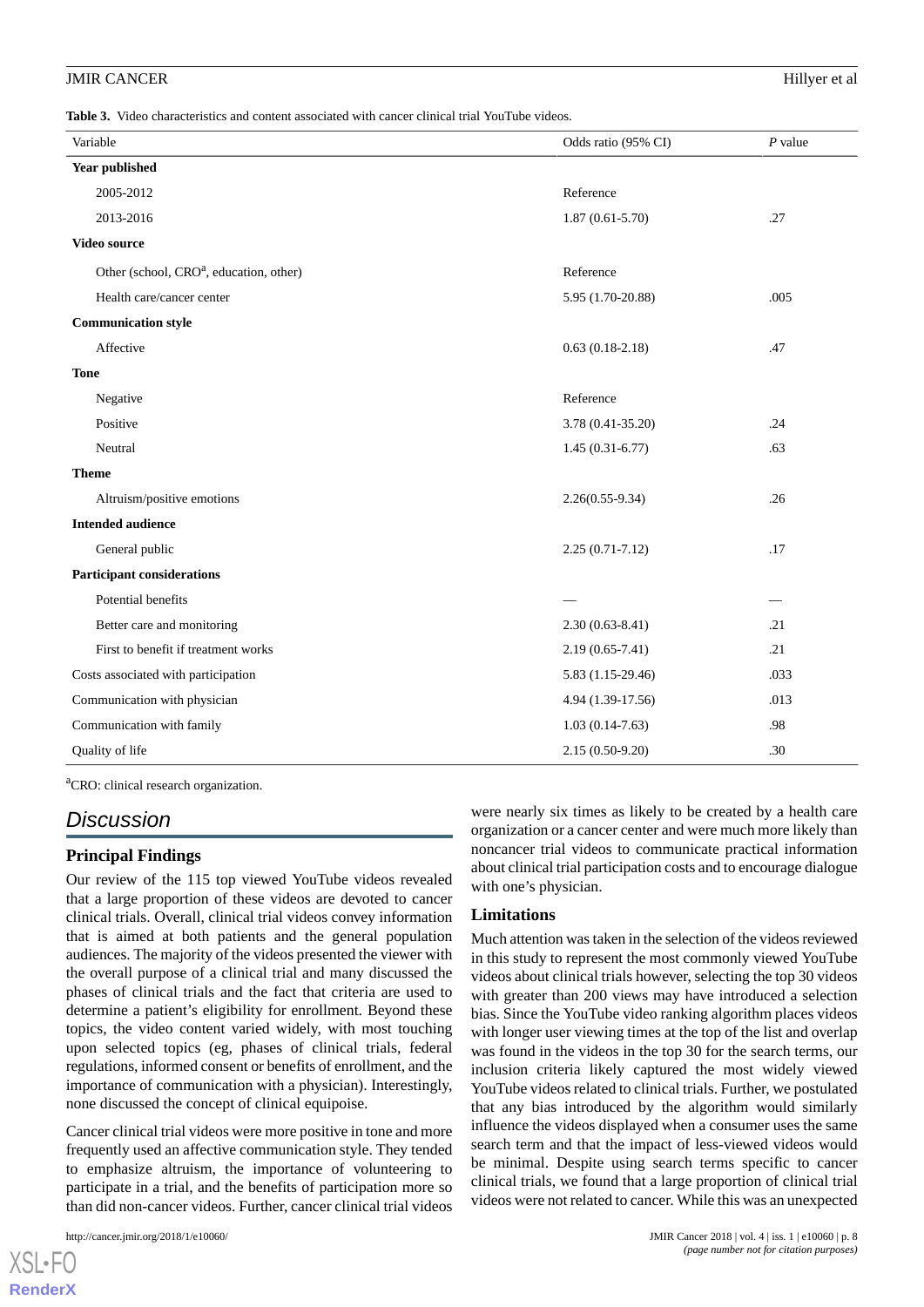**Table 3.** Video characteristics and content associated with cancer clinical trial YouTube videos.

| Variable | Odds ratio (95% CI) | *P* value |
|---|---|---|
| **Year published** | | |
| 2005-2012 | Reference | |
| 2013-2016 | 1.87 (0.61-5.70) | .27 |
| **Video source** | | |
| Other (school, CRO[a], education, other) | Reference | |
| Health care/cancer center | 5.95 (1.70-20.88) | .005 |
| **Communication style** | | |
| Affective | 0.63 (0.18-2.18) | .47 |
| **Tone** | | |
| Negative | Reference | |
| Positive | 3.78 (0.41-35.20) | .24 |
| Neutral | 1.45 (0.31-6.77) | .63 |
| **Theme** | | |
| Altruism/positive emotions | 2.26(0.55-9.34) | .26 |
| **Intended audience** | | |
| General public | 2.25 (0.71-7.12) | .17 |
| **Participant considerations** | | |
| Potential benefits | — | — |
| Better care and monitoring | 2.30 (0.63-8.41) | .21 |
| First to benefit if treatment works | 2.19 (0.65-7.41) | .21 |
| Costs associated with participation | 5.83 (1.15-29.46) | .033 |
| Communication with physician | 4.94 (1.39-17.56) | .013 |
| Communication with family | 1.03 (0.14-7.63) | .98 |
| Quality of life | 2.15 (0.50-9.20) | .30 |

[a]CRO: clinical research organization.

## Discussion

### Principal Findings

Our review of the 115 top viewed YouTube videos revealed that a large proportion of these videos are devoted to cancer clinical trials. Overall, clinical trial videos convey information that is aimed at both patients and the general population audiences. The majority of the videos presented the viewer with the overall purpose of a clinical trial and many discussed the phases of clinical trials and the fact that criteria are used to determine a patient's eligibility for enrollment. Beyond these topics, the video content varied widely, with most touching upon selected topics (eg, phases of clinical trials, federal regulations, informed consent or benefits of enrollment, and the importance of communication with a physician). Interestingly, none discussed the concept of clinical equipoise.

Cancer clinical trial videos were more positive in tone and more frequently used an affective communication style. They tended to emphasize altruism, the importance of volunteering to participate in a trial, and the benefits of participation more so than did non-cancer videos. Further, cancer clinical trial videos were nearly six times as likely to be created by a health care organization or a cancer center and were much more likely than noncancer trial videos to communicate practical information about clinical trial participation costs and to encourage dialogue with one's physician.

### Limitations

Much attention was taken in the selection of the videos reviewed in this study to represent the most commonly viewed YouTube videos about clinical trials however, selecting the top 30 videos with greater than 200 views may have introduced a selection bias. Since the YouTube video ranking algorithm places videos with longer user viewing times at the top of the list and overlap was found in the videos in the top 30 for the search terms, our inclusion criteria likely captured the most widely viewed YouTube videos related to clinical trials. Further, we postulated that any bias introduced by the algorithm would similarly influence the videos displayed when a consumer uses the same search term and that the impact of less-viewed videos would be minimal. Despite using search terms specific to cancer clinical trials, we found that a large proportion of clinical trial videos were not related to cancer. While this was an unexpected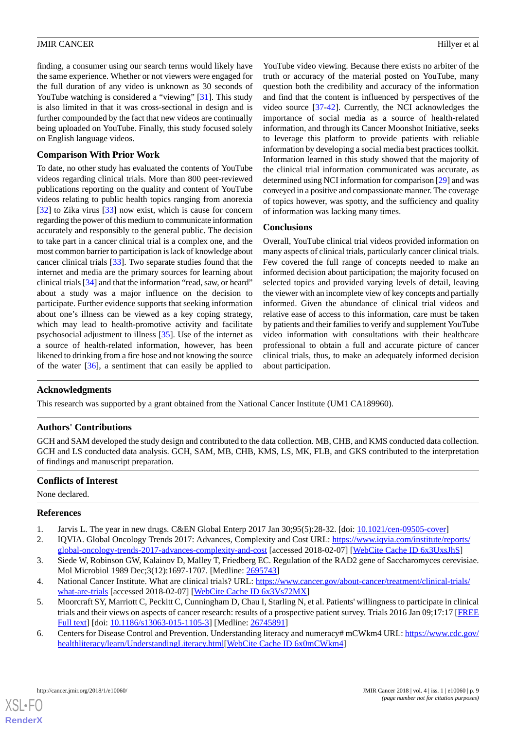finding, a consumer using our search terms would likely have the same experience. Whether or not viewers were engaged for the full duration of any video is unknown as 30 seconds of YouTube watching is considered a "viewing" [31]. This study is also limited in that it was cross-sectional in design and is further compounded by the fact that new videos are continually being uploaded on YouTube. Finally, this study focused solely on English language videos.

### Comparison With Prior Work

To date, no other study has evaluated the contents of YouTube videos regarding clinical trials. More than 800 peer-reviewed publications reporting on the quality and content of YouTube videos relating to public health topics ranging from anorexia [32] to Zika virus [33] now exist, which is cause for concern regarding the power of this medium to communicate information accurately and responsibly to the general public. The decision to take part in a cancer clinical trial is a complex one, and the most common barrier to participation is lack of knowledge about cancer clinical trials [33]. Two separate studies found that the internet and media are the primary sources for learning about clinical trials [34] and that the information "read, saw, or heard" about a study was a major influence on the decision to participate. Further evidence supports that seeking information about one's illness can be viewed as a key coping strategy, which may lead to health-promotive activity and facilitate psychosocial adjustment to illness [35]. Use of the internet as a source of health-related information, however, has been likened to drinking from a fire hose and not knowing the source of the water [36], a sentiment that can easily be applied to YouTube video viewing. Because there exists no arbiter of the truth or accuracy of the material posted on YouTube, many question both the credibility and accuracy of the information and find that the content is influenced by perspectives of the video source [37-42]. Currently, the NCI acknowledges the importance of social media as a source of health-related information, and through its Cancer Moonshot Initiative, seeks to leverage this platform to provide patients with reliable information by developing a social media best practices toolkit. Information learned in this study showed that the majority of the clinical trial information communicated was accurate, as determined using NCI information for comparison [29] and was conveyed in a positive and compassionate manner. The coverage of topics however, was spotty, and the sufficiency and quality of information was lacking many times.

### Conclusions

Overall, YouTube clinical trial videos provided information on many aspects of clinical trials, particularly cancer clinical trials. Few covered the full range of concepts needed to make an informed decision about participation; the majority focused on selected topics and provided varying levels of detail, leaving the viewer with an incomplete view of key concepts and partially informed. Given the abundance of clinical trial videos and relative ease of access to this information, care must be taken by patients and their families to verify and supplement YouTube video information with consultations with their healthcare professional to obtain a full and accurate picture of cancer clinical trials, thus, to make an adequately informed decision about participation.

## Acknowledgments

This research was supported by a grant obtained from the National Cancer Institute (UM1 CA189960).

## Authors' Contributions

GCH and SAM developed the study design and contributed to the data collection. MB, CHB, and KMS conducted data collection. GCH and LS conducted data analysis. GCH, SAM, MB, CHB, KMS, LS, MK, FLB, and GKS contributed to the interpretation of findings and manuscript preparation.

## Conflicts of Interest

None declared.

## References

1. Jarvis L. The year in new drugs. C&EN Global Enterp 2017 Jan 30;95(5):28-32. [doi: 10.1021/cen-09505-cover]
2. IQVIA. Global Oncology Trends 2017: Advances, Complexity and Cost URL: https://www.iqvia.com/institute/reports/global-oncology-trends-2017-advances-complexity-and-cost [accessed 2018-02-07] [WebCite Cache ID 6x3UxsJhS]
3. Siede W, Robinson GW, Kalainov D, Malley T, Friedberg EC. Regulation of the RAD2 gene of Saccharomyces cerevisiae. Mol Microbiol 1989 Dec;3(12):1697-1707. [Medline: 2695743]
4. National Cancer Institute. What are clinical trials? URL: https://www.cancer.gov/about-cancer/treatment/clinical-trials/what-are-trials [accessed 2018-02-07] [WebCite Cache ID 6x3Vs72MX]
5. Moorcraft SY, Marriott C, Peckitt C, Cunningham D, Chau I, Starling N, et al. Patients' willingness to participate in clinical trials and their views on aspects of cancer research: results of a prospective patient survey. Trials 2016 Jan 09;17:17 [FREE Full text] [doi: 10.1186/s13063-015-1105-3] [Medline: 26745891]
6. Centers for Disease Control and Prevention. Understanding literacy and numeracy# mCWkm4 URL: https://www.cdc.gov/healthliteracy/learn/UnderstandingLiteracy.html[WebCite Cache ID 6x0mCWkm4]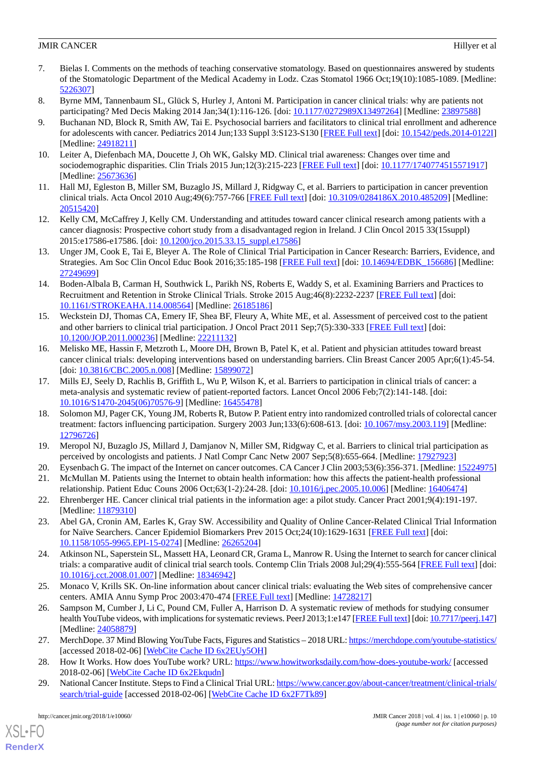7. Bielas I. Comments on the methods of teaching conservative stomatology. Based on questionnaires answered by students of the Stomatologic Department of the Medical Academy in Lodz. Czas Stomatol 1966 Oct;19(10):1085-1089. [Medline: 5226307]
8. Byrne MM, Tannenbaum SL, Glück S, Hurley J, Antoni M. Participation in cancer clinical trials: why are patients not participating? Med Decis Making 2014 Jan;34(1):116-126. [doi: 10.1177/0272989X13497264] [Medline: 23897588]
9. Buchanan ND, Block R, Smith AW, Tai E. Psychosocial barriers and facilitators to clinical trial enrollment and adherence for adolescents with cancer. Pediatrics 2014 Jun;133 Suppl 3:S123-S130 [FREE Full text] [doi: 10.1542/peds.2014-0122I] [Medline: 24918211]
10. Leiter A, Diefenbach MA, Doucette J, Oh WK, Galsky MD. Clinical trial awareness: Changes over time and sociodemographic disparities. Clin Trials 2015 Jun;12(3):215-223 [FREE Full text] [doi: 10.1177/1740774515571917] [Medline: 25673636]
11. Hall MJ, Egleston B, Miller SM, Buzaglo JS, Millard J, Ridgway C, et al. Barriers to participation in cancer prevention clinical trials. Acta Oncol 2010 Aug;49(6):757-766 [FREE Full text] [doi: 10.3109/0284186X.2010.485209] [Medline: 20515420]
12. Kelly CM, McCaffrey J, Kelly CM. Understanding and attitudes toward cancer clinical research among patients with a cancer diagnosis: Prospective cohort study from a disadvantaged region in Ireland. J Clin Oncol 2015 33(15suppl) 2015:e17586-e17586. [doi: 10.1200/jco.2015.33.15_suppl.e17586]
13. Unger JM, Cook E, Tai E, Bleyer A. The Role of Clinical Trial Participation in Cancer Research: Barriers, Evidence, and Strategies. Am Soc Clin Oncol Educ Book 2016;35:185-198 [FREE Full text] [doi: 10.14694/EDBK_156686] [Medline: 27249699]
14. Boden-Albala B, Carman H, Southwick L, Parikh NS, Roberts E, Waddy S, et al. Examining Barriers and Practices to Recruitment and Retention in Stroke Clinical Trials. Stroke 2015 Aug;46(8):2232-2237 [FREE Full text] [doi: 10.1161/STROKEAHA.114.008564] [Medline: 26185186]
15. Weckstein DJ, Thomas CA, Emery IF, Shea BF, Fleury A, White ME, et al. Assessment of perceived cost to the patient and other barriers to clinical trial participation. J Oncol Pract 2011 Sep;7(5):330-333 [FREE Full text] [doi: 10.1200/JOP.2011.000236] [Medline: 22211132]
16. Melisko ME, Hassin F, Metzroth L, Moore DH, Brown B, Patel K, et al. Patient and physician attitudes toward breast cancer clinical trials: developing interventions based on understanding barriers. Clin Breast Cancer 2005 Apr;6(1):45-54. [doi: 10.3816/CBC.2005.n.008] [Medline: 15899072]
17. Mills EJ, Seely D, Rachlis B, Griffith L, Wu P, Wilson K, et al. Barriers to participation in clinical trials of cancer: a meta-analysis and systematic review of patient-reported factors. Lancet Oncol 2006 Feb;7(2):141-148. [doi: 10.1016/S1470-2045(06)70576-9] [Medline: 16455478]
18. Solomon MJ, Pager CK, Young JM, Roberts R, Butow P. Patient entry into randomized controlled trials of colorectal cancer treatment: factors influencing participation. Surgery 2003 Jun;133(6):608-613. [doi: 10.1067/msy.2003.119] [Medline: 12796726]
19. Meropol NJ, Buzaglo JS, Millard J, Damjanov N, Miller SM, Ridgway C, et al. Barriers to clinical trial participation as perceived by oncologists and patients. J Natl Compr Canc Netw 2007 Sep;5(8):655-664. [Medline: 17927923]
20. Eysenbach G. The impact of the Internet on cancer outcomes. CA Cancer J Clin 2003;53(6):356-371. [Medline: 15224975]
21. McMullan M. Patients using the Internet to obtain health information: how this affects the patient-health professional relationship. Patient Educ Couns 2006 Oct;63(1-2):24-28. [doi: 10.1016/j.pec.2005.10.006] [Medline: 16406474]
22. Ehrenberger HE. Cancer clinical trial patients in the information age: a pilot study. Cancer Pract 2001;9(4):191-197. [Medline: 11879310]
23. Abel GA, Cronin AM, Earles K, Gray SW. Accessibility and Quality of Online Cancer-Related Clinical Trial Information for Naïve Searchers. Cancer Epidemiol Biomarkers Prev 2015 Oct;24(10):1629-1631 [FREE Full text] [doi: 10.1158/1055-9965.EPI-15-0274] [Medline: 26265204]
24. Atkinson NL, Saperstein SL, Massett HA, Leonard CR, Grama L, Manrow R. Using the Internet to search for cancer clinical trials: a comparative audit of clinical trial search tools. Contemp Clin Trials 2008 Jul;29(4):555-564 [FREE Full text] [doi: 10.1016/j.cct.2008.01.007] [Medline: 18346942]
25. Monaco V, Krills SK. On-line information about cancer clinical trials: evaluating the Web sites of comprehensive cancer centers. AMIA Annu Symp Proc 2003:470-474 [FREE Full text] [Medline: 14728217]
26. Sampson M, Cumber J, Li C, Pound CM, Fuller A, Harrison D. A systematic review of methods for studying consumer health YouTube videos, with implications for systematic reviews. PeerJ 2013;1:e147 [FREE Full text] [doi: 10.7717/peerj.147] [Medline: 24058879]
27. MerchDope. 37 Mind Blowing YouTube Facts, Figures and Statistics – 2018 URL: https://merchdope.com/youtube-statistics/ [accessed 2018-02-06] [WebCite Cache ID 6x2EUy5OH]
28. How It Works. How does YouTube work? URL: https://www.howitworksdaily.com/how-does-youtube-work/ [accessed 2018-02-06] [WebCite Cache ID 6x2Ekqudn]
29. National Cancer Institute. Steps to Find a Clinical Trial URL: https://www.cancer.gov/about-cancer/treatment/clinical-trials/search/trial-guide [accessed 2018-02-06] [WebCite Cache ID 6x2F7Tk89]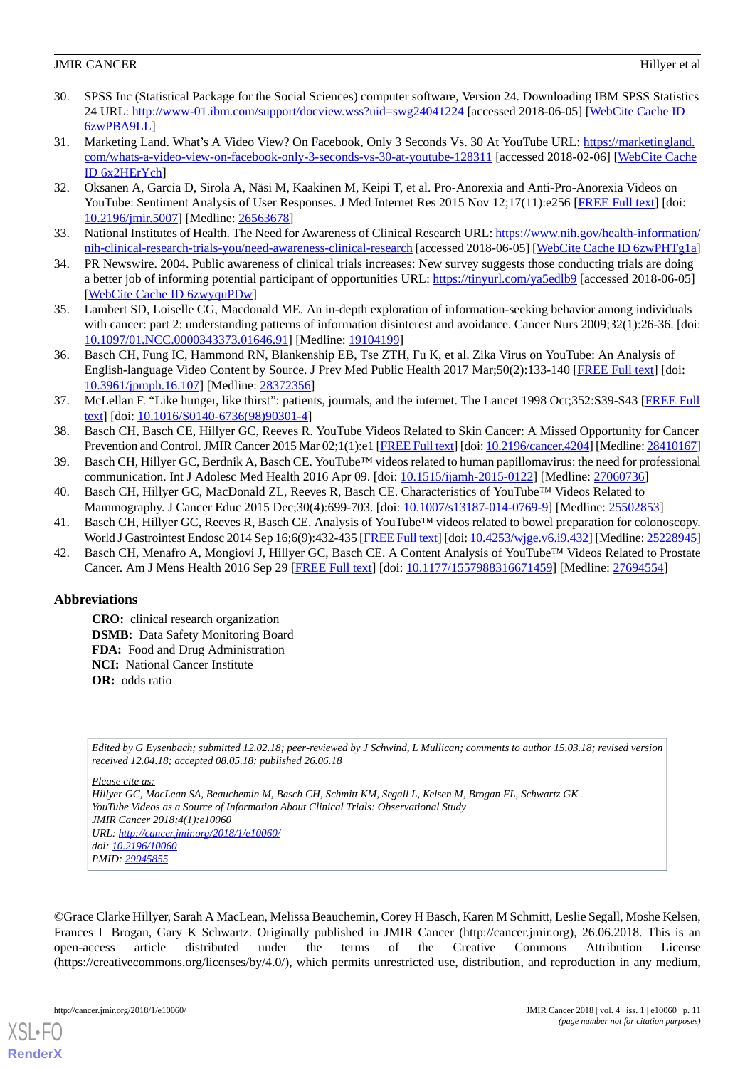30. SPSS Inc (Statistical Package for the Social Sciences) computer software, Version 24. Downloading IBM SPSS Statistics 24 URL: http://www-01.ibm.com/support/docview.wss?uid=swg24041224 [accessed 2018-06-05] [WebCite Cache ID 6zwPBA9LL]
31. Marketing Land. What's A Video View? On Facebook, Only 3 Seconds Vs. 30 At YouTube URL: https://marketingland.com/whats-a-video-view-on-facebook-only-3-seconds-vs-30-at-youtube-128311 [accessed 2018-02-06] [WebCite Cache ID 6x2HErYch]
32. Oksanen A, Garcia D, Sirola A, Näsi M, Kaakinen M, Keipi T, et al. Pro-Anorexia and Anti-Pro-Anorexia Videos on YouTube: Sentiment Analysis of User Responses. J Med Internet Res 2015 Nov 12;17(11):e256 [FREE Full text] [doi: 10.2196/jmir.5007] [Medline: 26563678]
33. National Institutes of Health. The Need for Awareness of Clinical Research URL: https://www.nih.gov/health-information/nih-clinical-research-trials-you/need-awareness-clinical-research [accessed 2018-06-05] [WebCite Cache ID 6zwPHTg1a]
34. PR Newswire. 2004. Public awareness of clinical trials increases: New survey suggests those conducting trials are doing a better job of informing potential participant of opportunities URL: https://tinyurl.com/ya5edlb9 [accessed 2018-06-05] [WebCite Cache ID 6zwyquPDw]
35. Lambert SD, Loiselle CG, Macdonald ME. An in-depth exploration of information-seeking behavior among individuals with cancer: part 2: understanding patterns of information disinterest and avoidance. Cancer Nurs 2009;32(1):26-36. [doi: 10.1097/01.NCC.0000343373.01646.91] [Medline: 19104199]
36. Basch CH, Fung IC, Hammond RN, Blankenship EB, Tse ZTH, Fu K, et al. Zika Virus on YouTube: An Analysis of English-language Video Content by Source. J Prev Med Public Health 2017 Mar;50(2):133-140 [FREE Full text] [doi: 10.3961/jpmph.16.107] [Medline: 28372356]
37. McLellan F. "Like hunger, like thirst": patients, journals, and the internet. The Lancet 1998 Oct;352:S39-S43 [FREE Full text] [doi: 10.1016/S0140-6736(98)90301-4]
38. Basch CH, Basch CE, Hillyer GC, Reeves R. YouTube Videos Related to Skin Cancer: A Missed Opportunity for Cancer Prevention and Control. JMIR Cancer 2015 Mar 02;1(1):e1 [FREE Full text] [doi: 10.2196/cancer.4204] [Medline: 28410167]
39. Basch CH, Hillyer GC, Berdnik A, Basch CE. YouTube™ videos related to human papillomavirus: the need for professional communication. Int J Adolesc Med Health 2016 Apr 09. [doi: 10.1515/ijamh-2015-0122] [Medline: 27060736]
40. Basch CH, Hillyer GC, MacDonald ZL, Reeves R, Basch CE. Characteristics of YouTube™ Videos Related to Mammography. J Cancer Educ 2015 Dec;30(4):699-703. [doi: 10.1007/s13187-014-0769-9] [Medline: 25502853]
41. Basch CH, Hillyer GC, Reeves R, Basch CE. Analysis of YouTube™ videos related to bowel preparation for colonoscopy. World J Gastrointest Endosc 2014 Sep 16;6(9):432-435 [FREE Full text] [doi: 10.4253/wjge.v6.i9.432] [Medline: 25228945]
42. Basch CH, Menafro A, Mongiovi J, Hillyer GC, Basch CE. A Content Analysis of YouTube™ Videos Related to Prostate Cancer. Am J Mens Health 2016 Sep 29 [FREE Full text] [doi: 10.1177/1557988316671459] [Medline: 27694554]

## Abbreviations

**CRO:** clinical research organization
**DSMB:** Data Safety Monitoring Board
**FDA:** Food and Drug Administration
**NCI:** National Cancer Institute
**OR:** odds ratio

*Edited by G Eysenbach; submitted 12.02.18; peer-reviewed by J Schwind, L Mullican; comments to author 15.03.18; revised version received 12.04.18; accepted 08.05.18; published 26.06.18*

*Please cite as:*
*Hillyer GC, MacLean SA, Beauchemin M, Basch CH, Schmitt KM, Segall L, Kelsen M, Brogan FL, Schwartz GK*
*YouTube Videos as a Source of Information About Clinical Trials: Observational Study*
*JMIR Cancer 2018;4(1):e10060*
*URL: http://cancer.jmir.org/2018/1/e10060/*
*doi: 10.2196/10060*
*PMID: 29945855*

©Grace Clarke Hillyer, Sarah A MacLean, Melissa Beauchemin, Corey H Basch, Karen M Schmitt, Leslie Segall, Moshe Kelsen, Frances L Brogan, Gary K Schwartz. Originally published in JMIR Cancer (http://cancer.jmir.org), 26.06.2018. This is an open-access article distributed under the terms of the Creative Commons Attribution License (https://creativecommons.org/licenses/by/4.0/), which permits unrestricted use, distribution, and reproduction in any medium,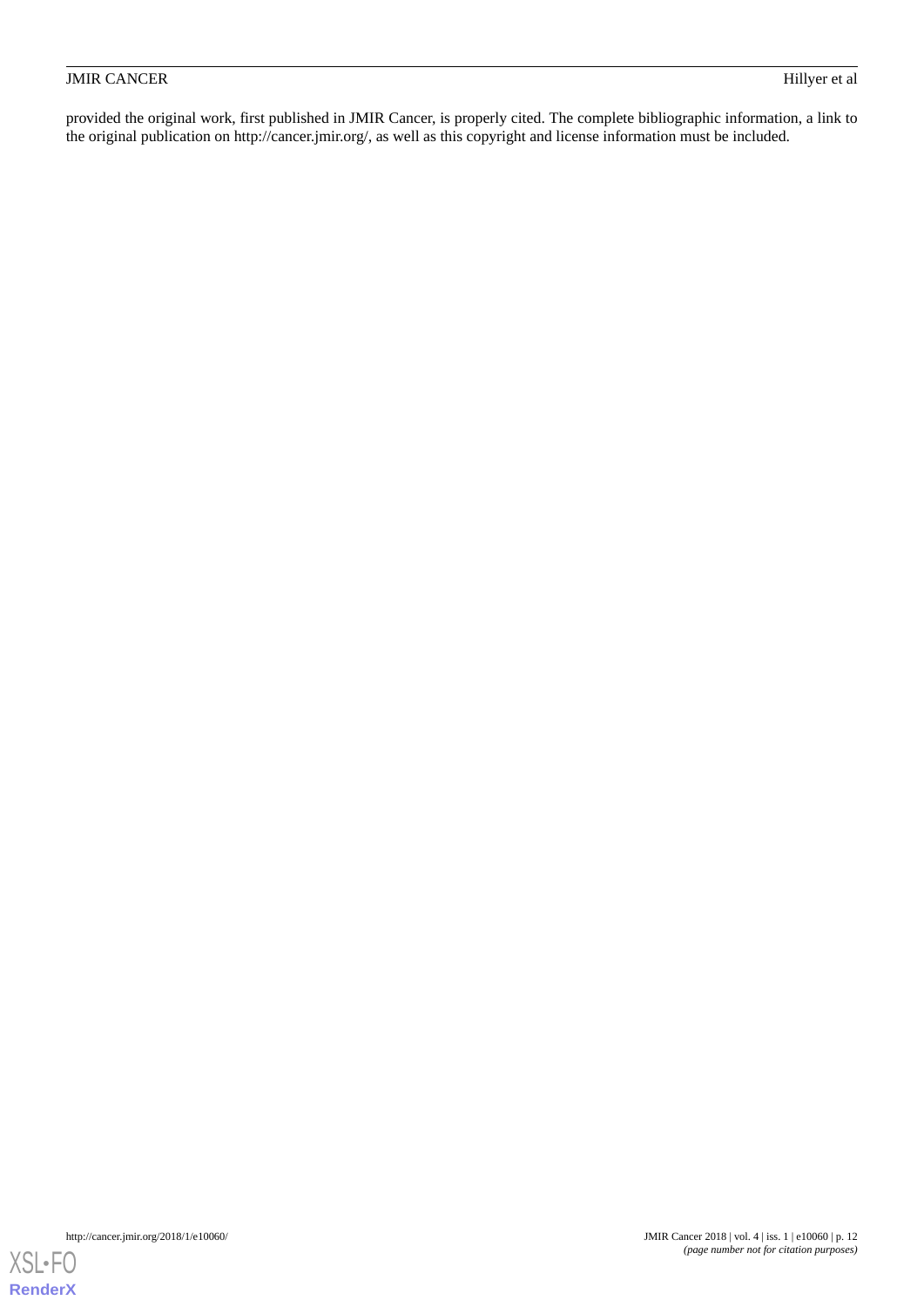provided the original work, first published in JMIR Cancer, is properly cited. The complete bibliographic information, a link to the original publication on http://cancer.jmir.org/, as well as this copyright and license information must be included.